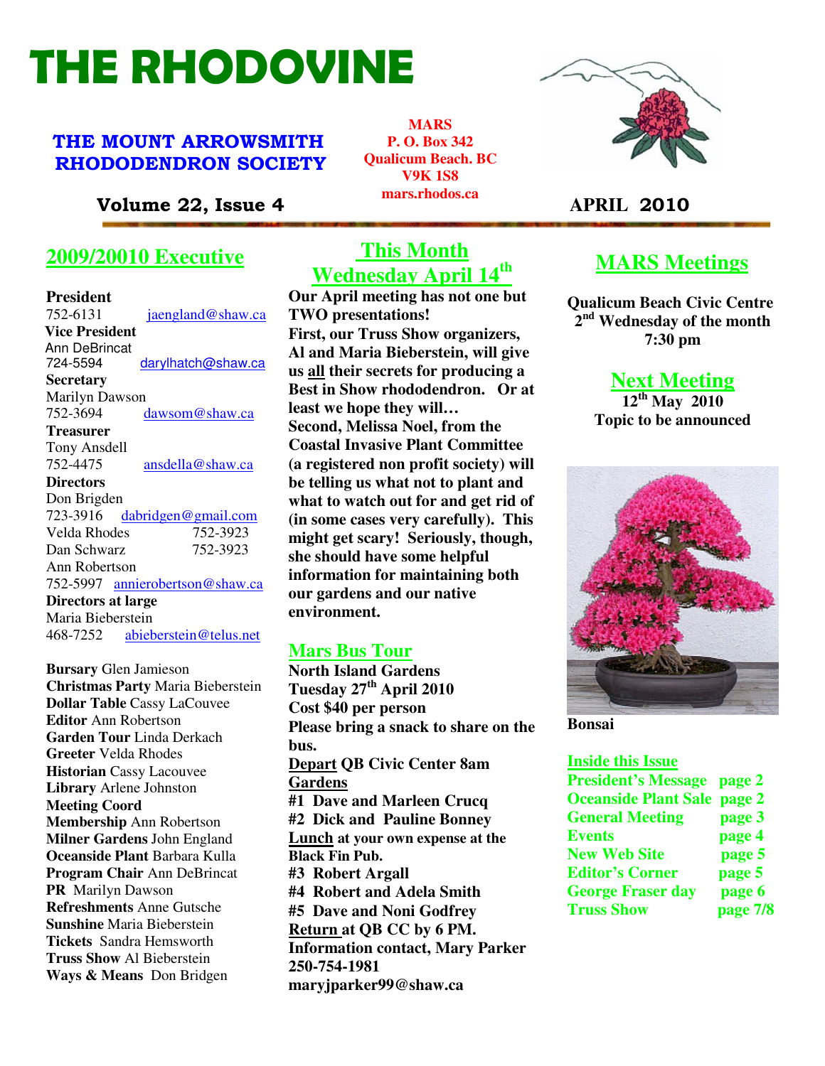# THE RHODOVINE

## THE MOUNT ARROWSMITH RHODODENDRON SOCIETY

**MARS**
**P. O. Box 342**
**Qualicum Beach. BC**
**V9K 1S8**
**mars.rhodos.ca**

**Volume 22, Issue 4** **APRIL 2010**

## 2009/20010 Executive

**President**
752-6131 jaengland@shaw.ca

**Vice President**
Ann DeBrincat
724-5594 darylhatch@shaw.ca

**Secretary**
Marilyn Dawson
752-3694 dawsom@shaw.ca

**Treasurer**
Tony Ansdell
752-4475 ansdella@shaw.ca

**Directors**
Don Brigden
723-3916 dabridgen@gmail.com
Velda Rhodes 752-3923
Dan Schwarz 752-3923
Ann Robertson
752-5997 annierobertson@shaw.ca

**Directors at large**
Maria Bieberstein
468-7252 abieberstein@telus.net

**Bursary** Glen Jamieson
**Christmas Party** Maria Bieberstein
**Dollar Table** Cassy LaCouvee
**Editor** Ann Robertson
**Garden Tour** Linda Derkach
**Greeter** Velda Rhodes
**Historian** Cassy Lacouvee
**Library** Arlene Johnston
**Meeting Coord**
**Membership** Ann Robertson
**Milner Gardens** John England
**Oceanside Plant** Barbara Kulla
**Program Chair** Ann DeBrincat
**PR** Marilyn Dawson
**Refreshments** Anne Gutsche
**Sunshine** Maria Bieberstein
**Tickets** Sandra Hemsworth
**Truss Show** Al Bieberstein
**Ways & Means** Don Bridgen

## This Month Wednesday April 14th

**Our April meeting has not one but TWO presentations!**
**First, our Truss Show organizers, Al and Maria Bieberstein, will give us <u>all</u> their secrets for producing a Best in Show rhododendron. Or at least we hope they will…**
**Second, Melissa Noel, from the Coastal Invasive Plant Committee (a registered non profit society) will be telling us what not to plant and what to watch out for and get rid of (in some cases very carefully). This might get scary! Seriously, though, she should have some helpful information for maintaining both our gardens and our native environment.**

## Mars Bus Tour

**North Island Gardens**
**Tuesday 27th April 2010**
**Cost $40 per person**
**Please bring a snack to share on the bus.**
**<u>Depart</u> QB Civic Center 8am**
**<u>Gardens</u>**
**#1 Dave and Marleen Crucq**
**#2 Dick and Pauline Bonney**
**<u>Lunch</u> at your own expense at the Black Fin Pub.**
**#3 Robert Argall**
**#4 Robert and Adela Smith**
**#5 Dave and Noni Godfrey**
**<u>Return</u> at QB CC by 6 PM.**
**Information contact, Mary Parker 250-754-1981 maryjparker99@shaw.ca**

## MARS Meetings

**Qualicum Beach Civic Centre**
**2nd Wednesday of the month**
**7:30 pm**

## Next Meeting

**12th May 2010**
**Topic to be announced**

**Bonsai**

### Inside this Issue

| | |
|---|---|
| President's Message | page 2 |
| Oceanside Plant Sale | page 2 |
| General Meeting | page 3 |
| Events | page 4 |
| New Web Site | page 5 |
| Editor's Corner | page 5 |
| George Fraser day | page 6 |
| Truss Show | page 7/8 |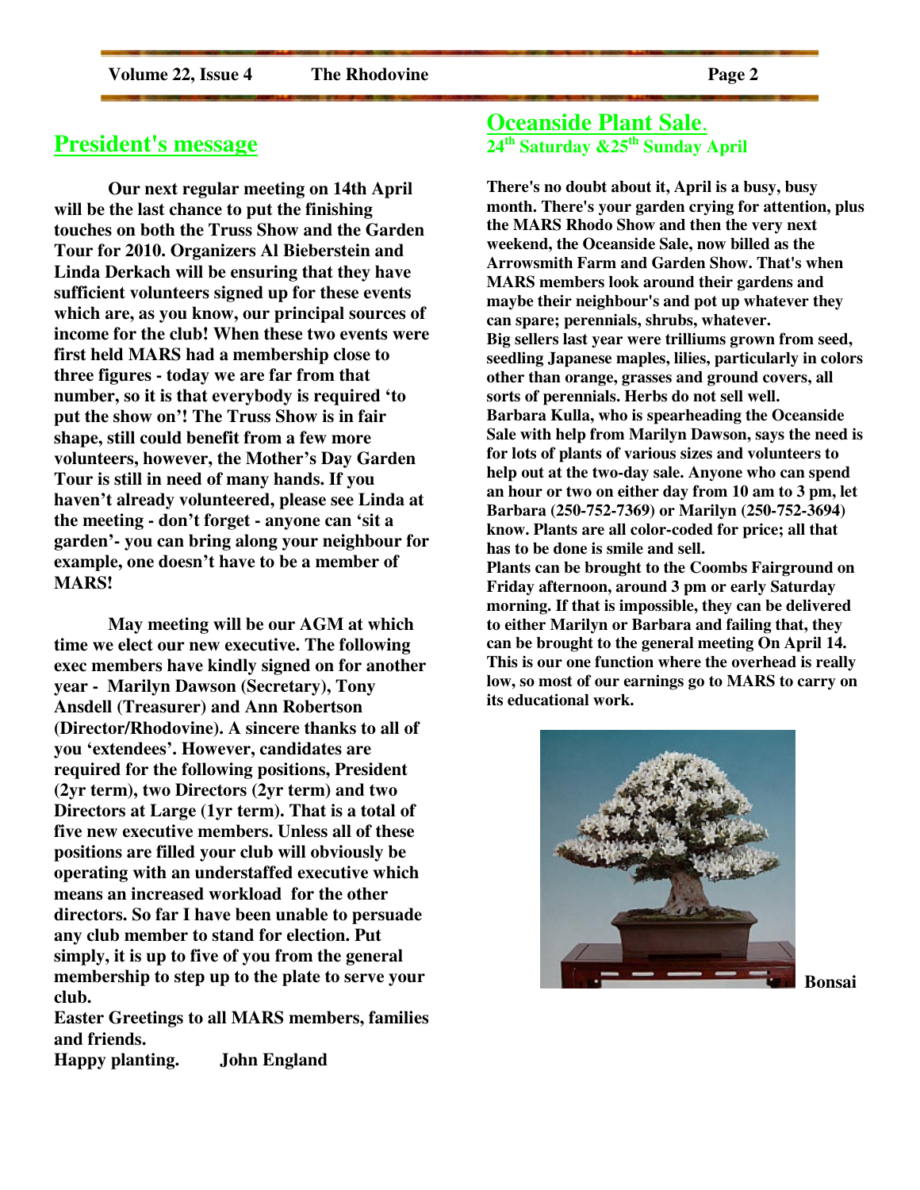## President's message

Our next regular meeting on 14th April will be the last chance to put the finishing touches on both the Truss Show and the Garden Tour for 2010. Organizers Al Bieberstein and Linda Derkach will be ensuring that they have sufficient volunteers signed up for these events which are, as you know, our principal sources of income for the club! When these two events were first held MARS had a membership close to three figures - today we are far from that number, so it is that everybody is required 'to put the show on'! The Truss Show is in fair shape, still could benefit from a few more volunteers, however, the Mother's Day Garden Tour is still in need of many hands. If you haven't already volunteered, please see Linda at the meeting - don't forget - anyone can 'sit a garden'- you can bring along your neighbour for example, one doesn't have to be a member of MARS!

May meeting will be our AGM at which time we elect our new executive. The following exec members have kindly signed on for another year - Marilyn Dawson (Secretary), Tony Ansdell (Treasurer) and Ann Robertson (Director/Rhodovine). A sincere thanks to all of you 'extendees'. However, candidates are required for the following positions, President (2yr term), two Directors (2yr term) and two Directors at Large (1yr term). That is a total of five new executive members. Unless all of these positions are filled your club will obviously be operating with an understaffed executive which means an increased workload for the other directors. So far I have been unable to persuade any club member to stand for election. Put simply, it is up to five of you from the general membership to step up to the plate to serve your club.

Easter Greetings to all MARS members, families and friends.

Happy planting. John England

## Oceanside Plant Sale.

**24th Saturday &25th Sunday April**

There's no doubt about it, April is a busy, busy month. There's your garden crying for attention, plus the MARS Rhodo Show and then the very next weekend, the Oceanside Sale, now billed as the Arrowsmith Farm and Garden Show. That's when MARS members look around their gardens and maybe their neighbour's and pot up whatever they can spare; perennials, shrubs, whatever.

Big sellers last year were trilliums grown from seed, seedling Japanese maples, lilies, particularly in colors other than orange, grasses and ground covers, all sorts of perennials. Herbs do not sell well.

Barbara Kulla, who is spearheading the Oceanside Sale with help from Marilyn Dawson, says the need is for lots of plants of various sizes and volunteers to help out at the two-day sale. Anyone who can spend an hour or two on either day from 10 am to 3 pm, let Barbara (250-752-7369) or Marilyn (250-752-3694) know. Plants are all color-coded for price; all that has to be done is smile and sell.

Plants can be brought to the Coombs Fairground on Friday afternoon, around 3 pm or early Saturday morning. If that is impossible, they can be delivered to either Marilyn or Barbara and failing that, they can be brought to the general meeting On April 14. This is our one function where the overhead is really low, so most of our earnings go to MARS to carry on its educational work.

Bonsai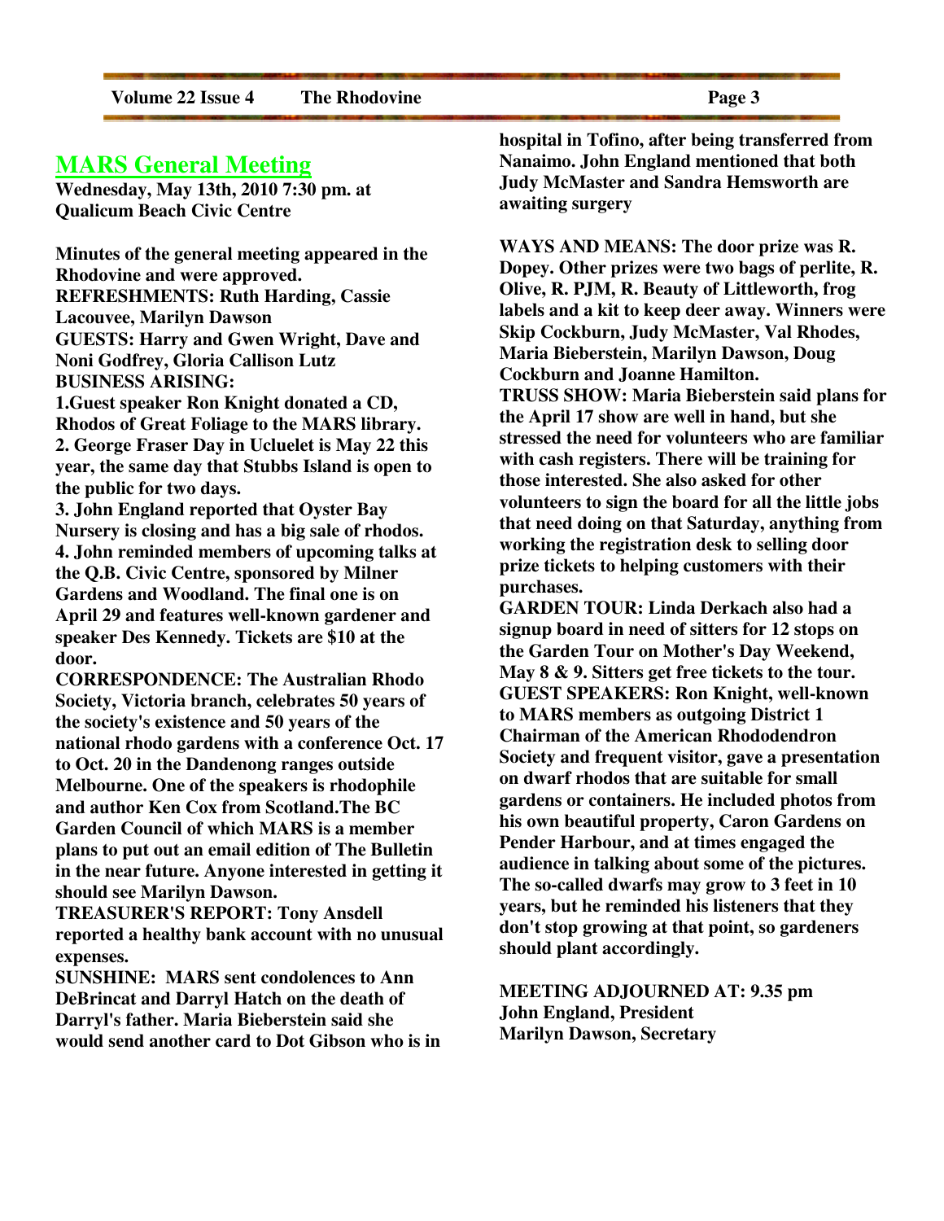## MARS General Meeting

**Wednesday, May 13th, 2010 7:30 pm. at Qualicum Beach Civic Centre**

**Minutes of the general meeting appeared in the Rhodovine and were approved.**
**REFRESHMENTS: Ruth Harding, Cassie Lacouvee, Marilyn Dawson**
**GUESTS: Harry and Gwen Wright, Dave and Noni Godfrey, Gloria Callison Lutz**
**BUSINESS ARISING:**
**1.Guest speaker Ron Knight donated a CD, Rhodos of Great Foliage to the MARS library.**
**2. George Fraser Day in Ucluelet is May 22 this year, the same day that Stubbs Island is open to the public for two days.**
**3. John England reported that Oyster Bay Nursery is closing and has a big sale of rhodos.**
**4. John reminded members of upcoming talks at the Q.B. Civic Centre, sponsored by Milner Gardens and Woodland. The final one is on April 29 and features well-known gardener and speaker Des Kennedy. Tickets are $10 at the door.**
**CORRESPONDENCE: The Australian Rhodo Society, Victoria branch, celebrates 50 years of the society's existence and 50 years of the national rhodo gardens with a conference Oct. 17 to Oct. 20 in the Dandenong ranges outside Melbourne. One of the speakers is rhodophile and author Ken Cox from Scotland.The BC Garden Council of which MARS is a member plans to put out an email edition of The Bulletin in the near future. Anyone interested in getting it should see Marilyn Dawson.**
**TREASURER'S REPORT: Tony Ansdell reported a healthy bank account with no unusual expenses.**
**SUNSHINE: MARS sent condolences to Ann DeBrincat and Darryl Hatch on the death of Darryl's father. Maria Bieberstein said she would send another card to Dot Gibson who is in hospital in Tofino, after being transferred from Nanaimo. John England mentioned that both Judy McMaster and Sandra Hemsworth are awaiting surgery**

**WAYS AND MEANS: The door prize was R. Dopey. Other prizes were two bags of perlite, R. Olive, R. PJM, R. Beauty of Littleworth, frog labels and a kit to keep deer away. Winners were Skip Cockburn, Judy McMaster, Val Rhodes, Maria Bieberstein, Marilyn Dawson, Doug Cockburn and Joanne Hamilton.**
**TRUSS SHOW: Maria Bieberstein said plans for the April 17 show are well in hand, but she stressed the need for volunteers who are familiar with cash registers. There will be training for those interested. She also asked for other volunteers to sign the board for all the little jobs that need doing on that Saturday, anything from working the registration desk to selling door prize tickets to helping customers with their purchases.**
**GARDEN TOUR: Linda Derkach also had a signup board in need of sitters for 12 stops on the Garden Tour on Mother's Day Weekend, May 8 & 9. Sitters get free tickets to the tour.**
**GUEST SPEAKERS: Ron Knight, well-known to MARS members as outgoing District 1 Chairman of the American Rhododendron Society and frequent visitor, gave a presentation on dwarf rhodos that are suitable for small gardens or containers. He included photos from his own beautiful property, Caron Gardens on Pender Harbour, and at times engaged the audience in talking about some of the pictures. The so-called dwarfs may grow to 3 feet in 10 years, but he reminded his listeners that they don't stop growing at that point, so gardeners should plant accordingly.**

**MEETING ADJOURNED AT: 9.35 pm**
**John England, President**
**Marilyn Dawson, Secretary**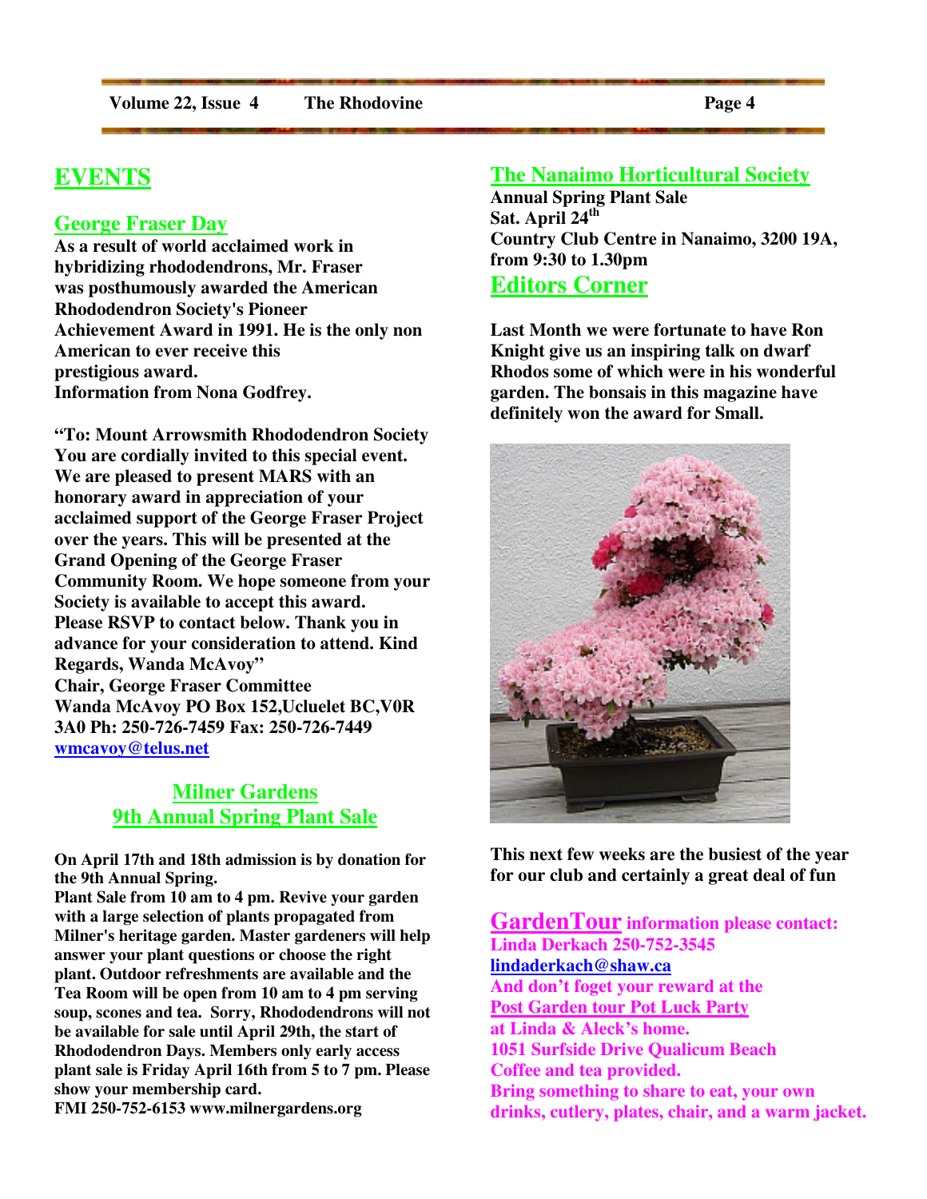# EVENTS

## George Fraser Day

**As a result of world acclaimed work in hybridizing rhododendrons, Mr. Fraser was posthumously awarded the American Rhododendron Society's Pioneer Achievement Award in 1991. He is the only non American to ever receive this prestigious award.**
**Information from Nona Godfrey.**

**"To: Mount Arrowsmith Rhododendron Society You are cordially invited to this special event. We are pleased to present MARS with an honorary award in appreciation of your acclaimed support of the George Fraser Project over the years. This will be presented at the Grand Opening of the George Fraser Community Room. We hope someone from your Society is available to accept this award. Please RSVP to contact below. Thank you in advance for your consideration to attend. Kind Regards, Wanda McAvoy"**
**Chair, George Fraser Committee**
**Wanda McAvoy PO Box 152,Ucluelet BC,V0R 3A0 Ph: 250-726-7459 Fax: 250-726-7449**
**wmcavoy@telus.net**

## Milner Gardens 9th Annual Spring Plant Sale

**On April 17th and 18th admission is by donation for the 9th Annual Spring.**
**Plant Sale from 10 am to 4 pm. Revive your garden with a large selection of plants propagated from Milner's heritage garden. Master gardeners will help answer your plant questions or choose the right plant. Outdoor refreshments are available and the Tea Room will be open from 10 am to 4 pm serving soup, scones and tea. Sorry, Rhododendrons will not be available for sale until April 29th, the start of Rhododendron Days. Members only early access plant sale is Friday April 16th from 5 to 7 pm. Please show your membership card.**
**FMI 250-752-6153 www.milnergardens.org**

## The Nanaimo Horticultural Society

**Annual Spring Plant Sale**
**Sat. April 24th**
**Country Club Centre in Nanaimo, 3200 19A, from 9:30 to 1.30pm**

# Editors Corner

**Last Month we were fortunate to have Ron Knight give us an inspiring talk on dwarf Rhodos some of which were in his wonderful garden. The bonsais in this magazine have definitely won the award for Small.**

**This next few weeks are the busiest of the year for our club and certainly a great deal of fun**

**GardenTour information please contact:**
**Linda Derkach 250-752-3545**
**lindaderkach@shaw.ca**
**And don't foget your reward at the Post Garden tour Pot Luck Party at Linda & Aleck's home.**
**1051 Surfside Drive Qualicum Beach**
**Coffee and tea provided.**
**Bring something to share to eat, your own drinks, cutlery, plates, chair, and a warm jacket.**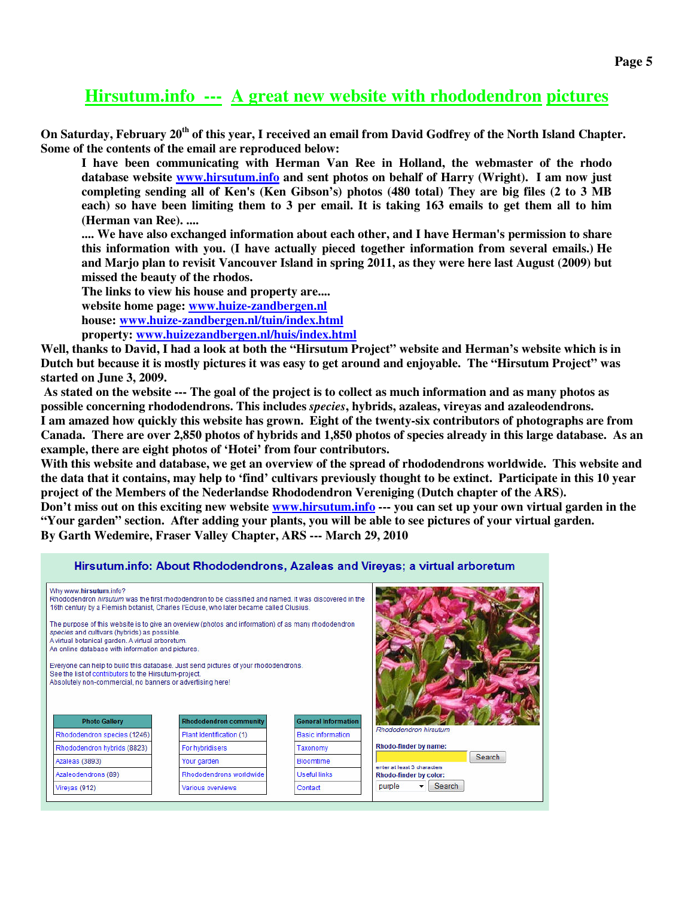# Hirsutum.info --- A great new website with rhododendron pictures

**On Saturday, February 20th of this year, I received an email from David Godfrey of the North Island Chapter. Some of the contents of the email are reproduced below:**

> **I have been communicating with Herman Van Ree in Holland, the webmaster of the rhodo database website www.hirsutum.info and sent photos on behalf of Harry (Wright). I am now just completing sending all of Ken's (Ken Gibson's) photos (480 total) They are big files (2 to 3 MB each) so have been limiting them to 3 per email. It is taking 163 emails to get them all to him (Herman van Ree). ....**
>
> **.... We have also exchanged information about each other, and I have Herman's permission to share this information with you. (I have actually pieced together information from several emails.) He and Marjo plan to revisit Vancouver Island in spring 2011, as they were here last August (2009) but missed the beauty of the rhodos.**
>
> **The links to view his house and property are....**
>
> **website home page: www.huize-zandbergen.nl**
>
> **house: www.huize-zandbergen.nl/tuin/index.html**
>
> **property: www.huizezandbergen.nl/huis/index.html**

**Well, thanks to David, I had a look at both the "Hirsutum Project" website and Herman's website which is in Dutch but because it is mostly pictures it was easy to get around and enjoyable. The "Hirsutum Project" was started on June 3, 2009.**

**As stated on the website --- The goal of the project is to collect as much information and as many photos as possible concerning rhododendrons. This includes *species*, hybrids, azaleas, vireyas and azaleodendrons.**

**I am amazed how quickly this website has grown. Eight of the twenty-six contributors of photographs are from Canada. There are over 2,850 photos of hybrids and 1,850 photos of species already in this large database. As an example, there are eight photos of 'Hotei' from four contributors.**

**With this website and database, we get an overview of the spread of rhododendrons worldwide. This website and the data that it contains, may help to 'find' cultivars previously thought to be extinct. Participate in this 10 year project of the Members of the Nederlandse Rhododendron Vereniging (Dutch chapter of the ARS).**

**Don't miss out on this exciting new website www.hirsutum.info --- you can set up your own virtual garden in the "Your garden" section. After adding your plants, you will be able to see pictures of your virtual garden.**

**By Garth Wedemire, Fraser Valley Chapter, ARS --- March 29, 2010**

## Hirsutum.info: About Rhododendrons, Azaleas and Vireyas; a virtual arboretum

Why www.hirsutum.info?
Rhododendron *hirsutum* was the first rhododendron to be classified and named. It was discovered in the 16th century by a Flemish botanist, Charles l'Ecluse, who later became called Clusius.

The purpose of this website is to give an overview (photos and information) of as many rhododendron *species* and cultivars (hybrids) as possible.
A virtual botanical garden. A virtual arboretum.
An online database with information and pictures.

Everyone can help to build this database. Just send pictures of your rhododendrons.
See the list of contributors to the Hirsutum-project.
Absolutely non-commercial, no banners or advertising here!

| Photo Gallery | Rhododendron community | General information |
|---|---|---|
| Rhododendron species (1246) | Plant Identification (1) | Basic information |
| Rhododendron hybrids (8823) | For hybridisers | Taxonomy |
| Azaleas (3893) | Your garden | Bloomtime |
| Azaleodendrons (89) | Rhododendrons worldwide | Useful links |
| Vireyas (912) | Various overviews | Contact |

*Rhododendron hirsutum*

Rhodo-finder by name: [Search]
enter at least 3 characters
Rhodo-finder by color: purple [Search]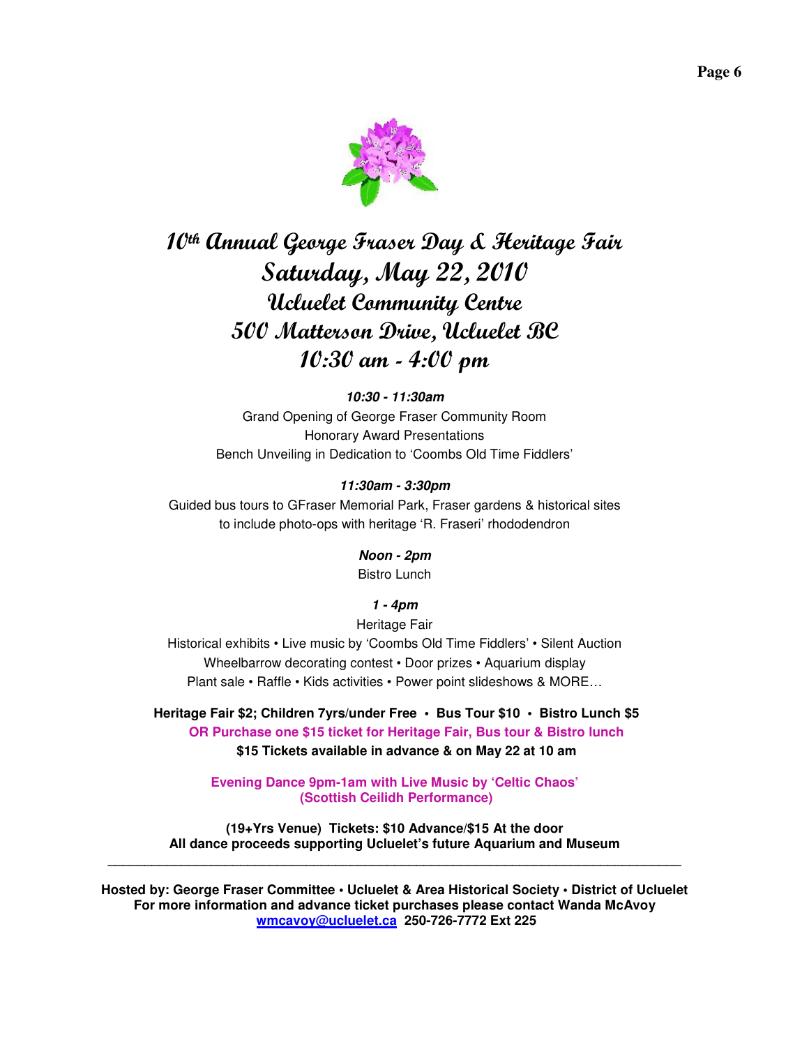# 10th Annual George Fraser Day & Heritage Fair

## Saturday, May 22, 2010

## Ucluelet Community Centre

## 500 Matterson Drive, Ucluelet BC

## 10:30 am - 4:00 pm

***10:30 - 11:30am***

Grand Opening of George Fraser Community Room

Honorary Award Presentations

Bench Unveiling in Dedication to 'Coombs Old Time Fiddlers'

***11:30am - 3:30pm***

Guided bus tours to GFraser Memorial Park, Fraser gardens & historical sites to include photo-ops with heritage 'R. Fraseri' rhododendron

***Noon - 2pm***

Bistro Lunch

***1 - 4pm***

Heritage Fair

Historical exhibits • Live music by 'Coombs Old Time Fiddlers' • Silent Auction

Wheelbarrow decorating contest • Door prizes • Aquarium display

Plant sale • Raffle • Kids activities • Power point slideshows & MORE…

**Heritage Fair $2; Children 7yrs/under Free • Bus Tour $10 • Bistro Lunch $5**

**OR Purchase one $15 ticket for Heritage Fair, Bus tour & Bistro lunch**

**$15 Tickets available in advance & on May 22 at 10 am**

**Evening Dance 9pm-1am with Live Music by 'Celtic Chaos' (Scottish Ceilidh Performance)**

**(19+Yrs Venue) Tickets: $10 Advance/$15 At the door**

**All dance proceeds supporting Ucluelet's future Aquarium and Museum**

---

**Hosted by: George Fraser Committee • Ucluelet & Area Historical Society • District of Ucluelet**

**For more information and advance ticket purchases please contact Wanda McAvoy**

**wmcavoy@ucluelet.ca 250-726-7772 Ext 225**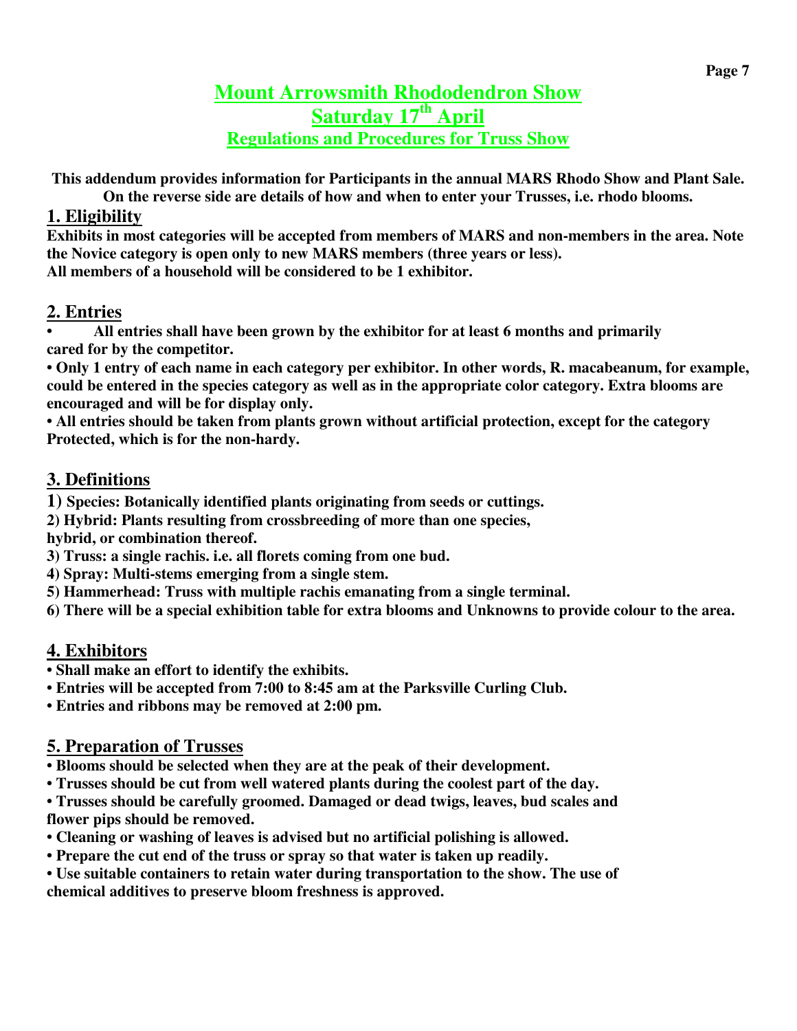# Mount Arrowsmith Rhododendron Show

## Saturday 17th April

### Regulations and Procedures for Truss Show

**This addendum provides information for Participants in the annual MARS Rhodo Show and Plant Sale. On the reverse side are details of how and when to enter your Trusses, i.e. rhodo blooms.**

## 1. Eligibility

**Exhibits in most categories will be accepted from members of MARS and non-members in the area. Note the Novice category is open only to new MARS members (three years or less).**
**All members of a household will be considered to be 1 exhibitor.**

## 2. Entries

- **All entries shall have been grown by the exhibitor for at least 6 months and primarily cared for by the competitor.**
- **Only 1 entry of each name in each category per exhibitor. In other words, R. macabeanum, for example, could be entered in the species category as well as in the appropriate color category. Extra blooms are encouraged and will be for display only.**
- **All entries should be taken from plants grown without artificial protection, except for the category Protected, which is for the non-hardy.**

## 3. Definitions

1) **Species: Botanically identified plants originating from seeds or cuttings.**
2) **Hybrid: Plants resulting from crossbreeding of more than one species, hybrid, or combination thereof.**
3) **Truss: a single rachis. i.e. all florets coming from one bud.**
4) **Spray: Multi-stems emerging from a single stem.**
5) **Hammerhead: Truss with multiple rachis emanating from a single terminal.**
6) **There will be a special exhibition table for extra blooms and Unknowns to provide colour to the area.**

## 4. Exhibitors

- **Shall make an effort to identify the exhibits.**
- **Entries will be accepted from 7:00 to 8:45 am at the Parksville Curling Club.**
- **Entries and ribbons may be removed at 2:00 pm.**

## 5. Preparation of Trusses

- **Blooms should be selected when they are at the peak of their development.**
- **Trusses should be cut from well watered plants during the coolest part of the day.**
- **Trusses should be carefully groomed. Damaged or dead twigs, leaves, bud scales and flower pips should be removed.**
- **Cleaning or washing of leaves is advised but no artificial polishing is allowed.**
- **Prepare the cut end of the truss or spray so that water is taken up readily.**
- **Use suitable containers to retain water during transportation to the show. The use of chemical additives to preserve bloom freshness is approved.**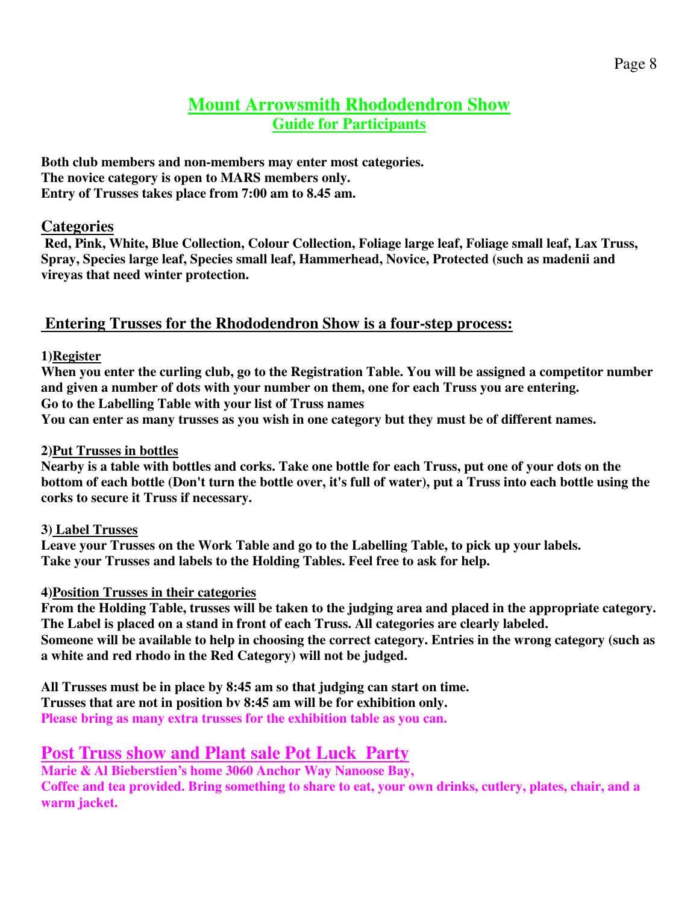# Mount Arrowsmith Rhododendron Show

## Guide for Participants

**Both club members and non-members may enter most categories.**
**The novice category is open to MARS members only.**
**Entry of Trusses takes place from 7:00 am to 8.45 am.**

## Categories

**Red, Pink, White, Blue Collection, Colour Collection, Foliage large leaf, Foliage small leaf, Lax Truss, Spray, Species large leaf, Species small leaf, Hammerhead, Novice, Protected (such as madenii and vireyas that need winter protection.**

## Entering Trusses for the Rhododendron Show is a four-step process:

**1)Register**

**When you enter the curling club, go to the Registration Table. You will be assigned a competitor number and given a number of dots with your number on them, one for each Truss you are entering.**
**Go to the Labelling Table with your list of Truss names**
**You can enter as many trusses as you wish in one category but they must be of different names.**

**2)Put Trusses in bottles**

**Nearby is a table with bottles and corks. Take one bottle for each Truss, put one of your dots on the bottom of each bottle (Don't turn the bottle over, it's full of water), put a Truss into each bottle using the corks to secure it Truss if necessary.**

**3) Label Trusses**

**Leave your Trusses on the Work Table and go to the Labelling Table, to pick up your labels.**
**Take your Trusses and labels to the Holding Tables. Feel free to ask for help.**

**4)Position Trusses in their categories**

**From the Holding Table, trusses will be taken to the judging area and placed in the appropriate category. The Label is placed on a stand in front of each Truss. All categories are clearly labeled.**
**Someone will be available to help in choosing the correct category. Entries in the wrong category (such as a white and red rhodo in the Red Category) will not be judged.**

**All Trusses must be in place by 8:45 am so that judging can start on time.**
**Trusses that are not in position bv 8:45 am will be for exhibition only.**
**Please bring as many extra trusses for the exhibition table as you can.**

## Post Truss show and Plant sale Pot Luck Party

**Marie & Al Bieberstien's home 3060 Anchor Way Nanoose Bay,**
**Coffee and tea provided. Bring something to share to eat, your own drinks, cutlery, plates, chair, and a warm jacket.**